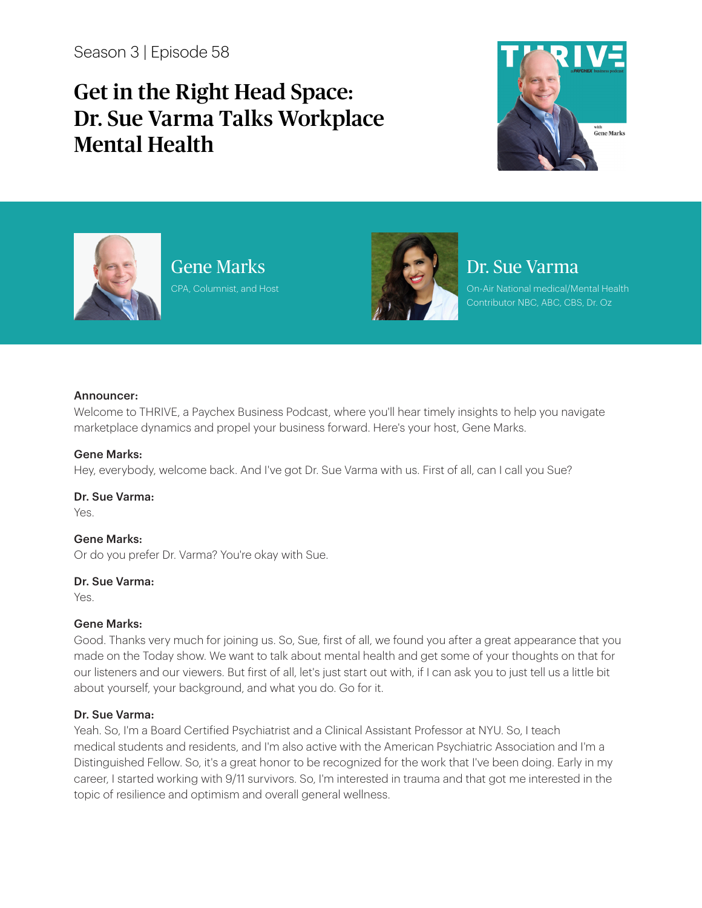Season 3 | Episode 58

# Get in the Right Head Space: Dr. Sue Varma Talks Workplace Mental Health

**Gene Marks**
CPA, Columnist, and Host

**Dr. Sue Varma**
On-Air National medical/Mental Health Contributor NBC, ABC, CBS, Dr. Oz

**Announcer:**
Welcome to THRIVE, a Paychex Business Podcast, where you'll hear timely insights to help you navigate marketplace dynamics and propel your business forward. Here's your host, Gene Marks.

**Gene Marks:**
Hey, everybody, welcome back. And I've got Dr. Sue Varma with us. First of all, can I call you Sue?

**Dr. Sue Varma:**
Yes.

**Gene Marks:**
Or do you prefer Dr. Varma? You're okay with Sue.

**Dr. Sue Varma:**
Yes.

**Gene Marks:**
Good. Thanks very much for joining us. So, Sue, first of all, we found you after a great appearance that you made on the Today show. We want to talk about mental health and get some of your thoughts on that for our listeners and our viewers. But first of all, let's just start out with, if I can ask you to just tell us a little bit about yourself, your background, and what you do. Go for it.

**Dr. Sue Varma:**
Yeah. So, I'm a Board Certified Psychiatrist and a Clinical Assistant Professor at NYU. So, I teach medical students and residents, and I'm also active with the American Psychiatric Association and I'm a Distinguished Fellow. So, it's a great honor to be recognized for the work that I've been doing. Early in my career, I started working with 9/11 survivors. So, I'm interested in trauma and that got me interested in the topic of resilience and optimism and overall general wellness.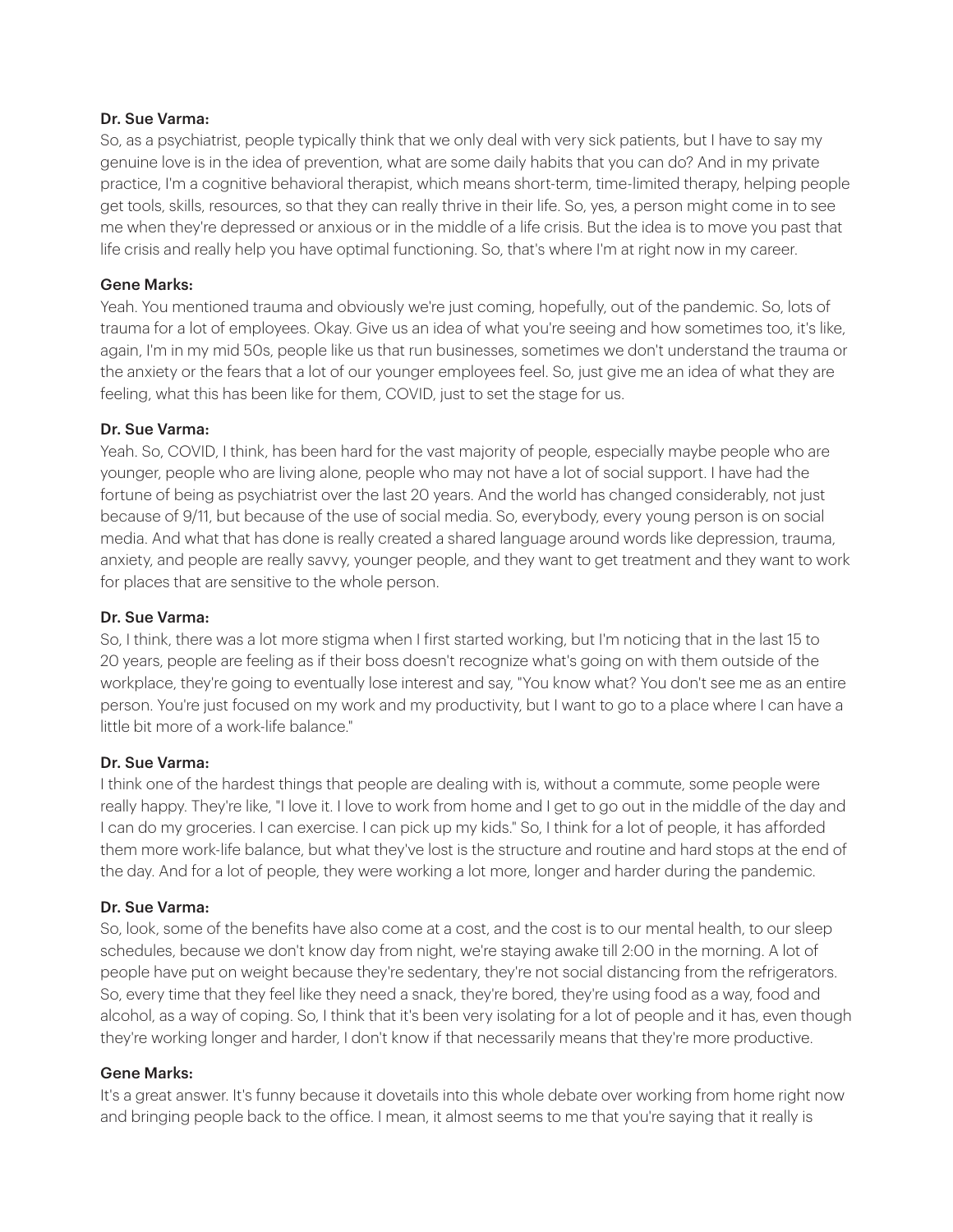**Dr. Sue Varma:**

So, as a psychiatrist, people typically think that we only deal with very sick patients, but I have to say my genuine love is in the idea of prevention, what are some daily habits that you can do? And in my private practice, I'm a cognitive behavioral therapist, which means short-term, time-limited therapy, helping people get tools, skills, resources, so that they can really thrive in their life. So, yes, a person might come in to see me when they're depressed or anxious or in the middle of a life crisis. But the idea is to move you past that life crisis and really help you have optimal functioning. So, that's where I'm at right now in my career.

**Gene Marks:**

Yeah. You mentioned trauma and obviously we're just coming, hopefully, out of the pandemic. So, lots of trauma for a lot of employees. Okay. Give us an idea of what you're seeing and how sometimes too, it's like, again, I'm in my mid 50s, people like us that run businesses, sometimes we don't understand the trauma or the anxiety or the fears that a lot of our younger employees feel. So, just give me an idea of what they are feeling, what this has been like for them, COVID, just to set the stage for us.

**Dr. Sue Varma:**

Yeah. So, COVID, I think, has been hard for the vast majority of people, especially maybe people who are younger, people who are living alone, people who may not have a lot of social support. I have had the fortune of being as psychiatrist over the last 20 years. And the world has changed considerably, not just because of 9/11, but because of the use of social media. So, everybody, every young person is on social media. And what that has done is really created a shared language around words like depression, trauma, anxiety, and people are really savvy, younger people, and they want to get treatment and they want to work for places that are sensitive to the whole person.

**Dr. Sue Varma:**

So, I think, there was a lot more stigma when I first started working, but I'm noticing that in the last 15 to 20 years, people are feeling as if their boss doesn't recognize what's going on with them outside of the workplace, they're going to eventually lose interest and say, "You know what? You don't see me as an entire person. You're just focused on my work and my productivity, but I want to go to a place where I can have a little bit more of a work-life balance."

**Dr. Sue Varma:**

I think one of the hardest things that people are dealing with is, without a commute, some people were really happy. They're like, "I love it. I love to work from home and I get to go out in the middle of the day and I can do my groceries. I can exercise. I can pick up my kids." So, I think for a lot of people, it has afforded them more work-life balance, but what they've lost is the structure and routine and hard stops at the end of the day. And for a lot of people, they were working a lot more, longer and harder during the pandemic.

**Dr. Sue Varma:**

So, look, some of the benefits have also come at a cost, and the cost is to our mental health, to our sleep schedules, because we don't know day from night, we're staying awake till 2:00 in the morning. A lot of people have put on weight because they're sedentary, they're not social distancing from the refrigerators. So, every time that they feel like they need a snack, they're bored, they're using food as a way, food and alcohol, as a way of coping. So, I think that it's been very isolating for a lot of people and it has, even though they're working longer and harder, I don't know if that necessarily means that they're more productive.

**Gene Marks:**

It's a great answer. It's funny because it dovetails into this whole debate over working from home right now and bringing people back to the office. I mean, it almost seems to me that you're saying that it really is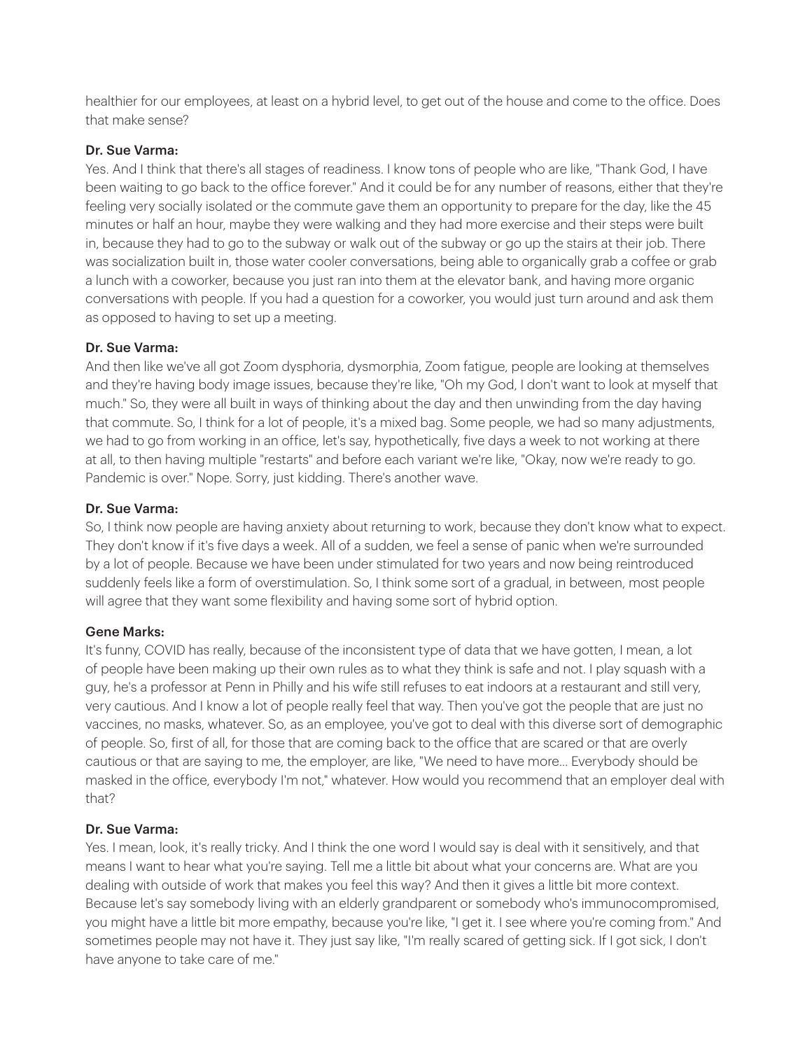healthier for our employees, at least on a hybrid level, to get out of the house and come to the office. Does that make sense?

**Dr. Sue Varma:**

Yes. And I think that there's all stages of readiness. I know tons of people who are like, "Thank God, I have been waiting to go back to the office forever." And it could be for any number of reasons, either that they're feeling very socially isolated or the commute gave them an opportunity to prepare for the day, like the 45 minutes or half an hour, maybe they were walking and they had more exercise and their steps were built in, because they had to go to the subway or walk out of the subway or go up the stairs at their job. There was socialization built in, those water cooler conversations, being able to organically grab a coffee or grab a lunch with a coworker, because you just ran into them at the elevator bank, and having more organic conversations with people. If you had a question for a coworker, you would just turn around and ask them as opposed to having to set up a meeting.

**Dr. Sue Varma:**

And then like we've all got Zoom dysphoria, dysmorphia, Zoom fatigue, people are looking at themselves and they're having body image issues, because they're like, "Oh my God, I don't want to look at myself that much." So, they were all built in ways of thinking about the day and then unwinding from the day having that commute. So, I think for a lot of people, it's a mixed bag. Some people, we had so many adjustments, we had to go from working in an office, let's say, hypothetically, five days a week to not working at there at all, to then having multiple "restarts" and before each variant we're like, "Okay, now we're ready to go. Pandemic is over." Nope. Sorry, just kidding. There's another wave.

**Dr. Sue Varma:**

So, I think now people are having anxiety about returning to work, because they don't know what to expect. They don't know if it's five days a week. All of a sudden, we feel a sense of panic when we're surrounded by a lot of people. Because we have been under stimulated for two years and now being reintroduced suddenly feels like a form of overstimulation. So, I think some sort of a gradual, in between, most people will agree that they want some flexibility and having some sort of hybrid option.

**Gene Marks:**

It's funny, COVID has really, because of the inconsistent type of data that we have gotten, I mean, a lot of people have been making up their own rules as to what they think is safe and not. I play squash with a guy, he's a professor at Penn in Philly and his wife still refuses to eat indoors at a restaurant and still very, very cautious. And I know a lot of people really feel that way. Then you've got the people that are just no vaccines, no masks, whatever. So, as an employee, you've got to deal with this diverse sort of demographic of people. So, first of all, for those that are coming back to the office that are scared or that are overly cautious or that are saying to me, the employer, are like, "We need to have more... Everybody should be masked in the office, everybody I'm not," whatever. How would you recommend that an employer deal with that?

**Dr. Sue Varma:**

Yes. I mean, look, it's really tricky. And I think the one word I would say is deal with it sensitively, and that means I want to hear what you're saying. Tell me a little bit about what your concerns are. What are you dealing with outside of work that makes you feel this way? And then it gives a little bit more context. Because let's say somebody living with an elderly grandparent or somebody who's immunocompromised, you might have a little bit more empathy, because you're like, "I get it. I see where you're coming from." And sometimes people may not have it. They just say like, "I'm really scared of getting sick. If I got sick, I don't have anyone to take care of me."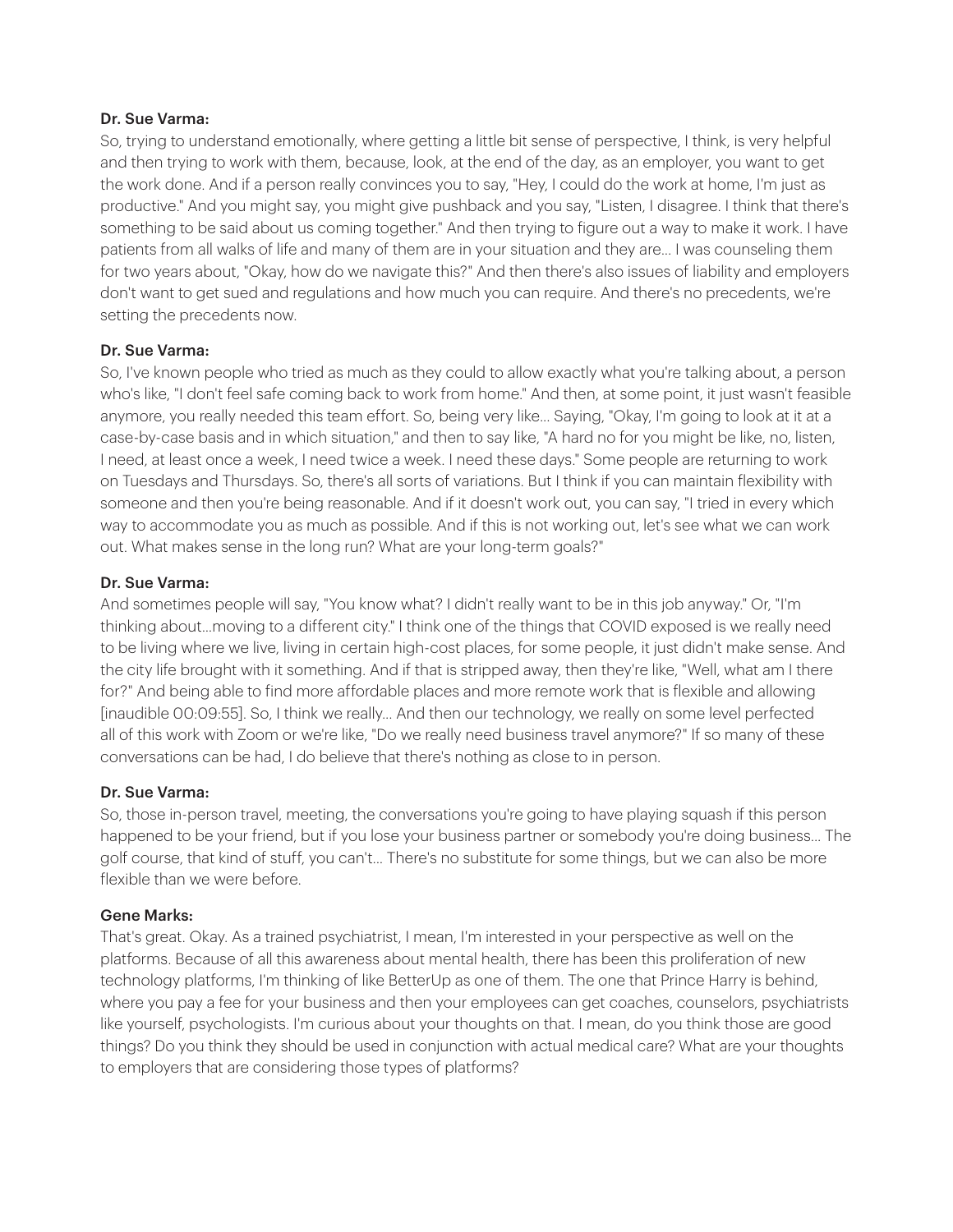**Dr. Sue Varma:**

So, trying to understand emotionally, where getting a little bit sense of perspective, I think, is very helpful and then trying to work with them, because, look, at the end of the day, as an employer, you want to get the work done. And if a person really convinces you to say, "Hey, I could do the work at home, I'm just as productive." And you might say, you might give pushback and you say, "Listen, I disagree. I think that there's something to be said about us coming together." And then trying to figure out a way to make it work. I have patients from all walks of life and many of them are in your situation and they are... I was counseling them for two years about, "Okay, how do we navigate this?" And then there's also issues of liability and employers don't want to get sued and regulations and how much you can require. And there's no precedents, we're setting the precedents now.

**Dr. Sue Varma:**

So, I've known people who tried as much as they could to allow exactly what you're talking about, a person who's like, "I don't feel safe coming back to work from home." And then, at some point, it just wasn't feasible anymore, you really needed this team effort. So, being very like... Saying, "Okay, I'm going to look at it at a case-by-case basis and in which situation," and then to say like, "A hard no for you might be like, no, listen, I need, at least once a week, I need twice a week. I need these days." Some people are returning to work on Tuesdays and Thursdays. So, there's all sorts of variations. But I think if you can maintain flexibility with someone and then you're being reasonable. And if it doesn't work out, you can say, "I tried in every which way to accommodate you as much as possible. And if this is not working out, let's see what we can work out. What makes sense in the long run? What are your long-term goals?"

**Dr. Sue Varma:**

And sometimes people will say, "You know what? I didn't really want to be in this job anyway." Or, "I'm thinking about...moving to a different city." I think one of the things that COVID exposed is we really need to be living where we live, living in certain high-cost places, for some people, it just didn't make sense. And the city life brought with it something. And if that is stripped away, then they're like, "Well, what am I there for?" And being able to find more affordable places and more remote work that is flexible and allowing [inaudible 00:09:55]. So, I think we really... And then our technology, we really on some level perfected all of this work with Zoom or we're like, "Do we really need business travel anymore?" If so many of these conversations can be had, I do believe that there's nothing as close to in person.

**Dr. Sue Varma:**

So, those in-person travel, meeting, the conversations you're going to have playing squash if this person happened to be your friend, but if you lose your business partner or somebody you're doing business... The golf course, that kind of stuff, you can't... There's no substitute for some things, but we can also be more flexible than we were before.

**Gene Marks:**

That's great. Okay. As a trained psychiatrist, I mean, I'm interested in your perspective as well on the platforms. Because of all this awareness about mental health, there has been this proliferation of new technology platforms, I'm thinking of like BetterUp as one of them. The one that Prince Harry is behind, where you pay a fee for your business and then your employees can get coaches, counselors, psychiatrists like yourself, psychologists. I'm curious about your thoughts on that. I mean, do you think those are good things? Do you think they should be used in conjunction with actual medical care? What are your thoughts to employers that are considering those types of platforms?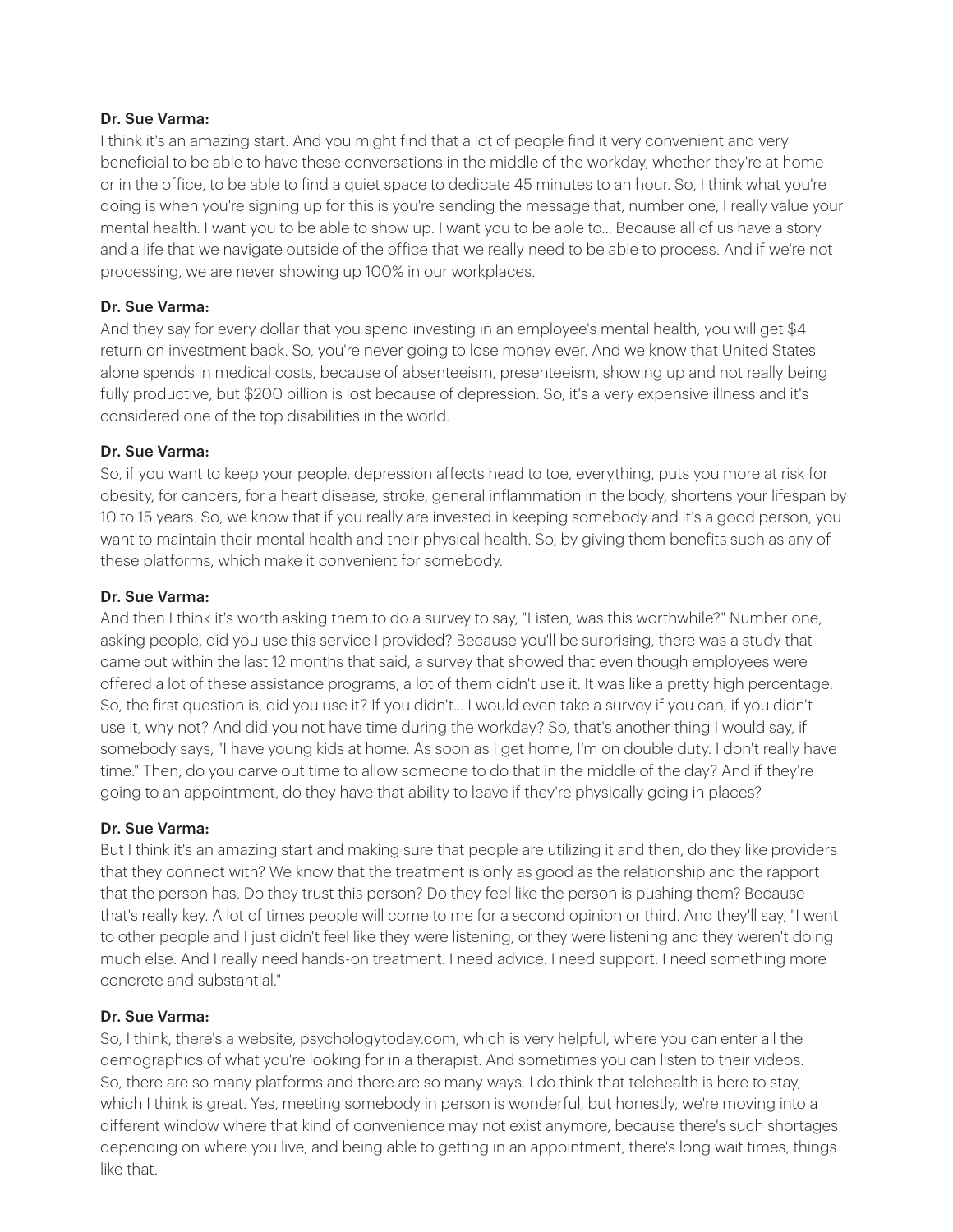**Dr. Sue Varma:**

I think it's an amazing start. And you might find that a lot of people find it very convenient and very beneficial to be able to have these conversations in the middle of the workday, whether they're at home or in the office, to be able to find a quiet space to dedicate 45 minutes to an hour. So, I think what you're doing is when you're signing up for this is you're sending the message that, number one, I really value your mental health. I want you to be able to show up. I want you to be able to… Because all of us have a story and a life that we navigate outside of the office that we really need to be able to process. And if we're not processing, we are never showing up 100% in our workplaces.

**Dr. Sue Varma:**

And they say for every dollar that you spend investing in an employee's mental health, you will get $4 return on investment back. So, you're never going to lose money ever. And we know that United States alone spends in medical costs, because of absenteeism, presenteeism, showing up and not really being fully productive, but $200 billion is lost because of depression. So, it's a very expensive illness and it's considered one of the top disabilities in the world.

**Dr. Sue Varma:**

So, if you want to keep your people, depression affects head to toe, everything, puts you more at risk for obesity, for cancers, for a heart disease, stroke, general inflammation in the body, shortens your lifespan by 10 to 15 years. So, we know that if you really are invested in keeping somebody and it's a good person, you want to maintain their mental health and their physical health. So, by giving them benefits such as any of these platforms, which make it convenient for somebody.

**Dr. Sue Varma:**

And then I think it's worth asking them to do a survey to say, "Listen, was this worthwhile?" Number one, asking people, did you use this service I provided? Because you'll be surprising, there was a study that came out within the last 12 months that said, a survey that showed that even though employees were offered a lot of these assistance programs, a lot of them didn't use it. It was like a pretty high percentage. So, the first question is, did you use it? If you didn't… I would even take a survey if you can, if you didn't use it, why not? And did you not have time during the workday? So, that's another thing I would say, if somebody says, "I have young kids at home. As soon as I get home, I'm on double duty. I don't really have time." Then, do you carve out time to allow someone to do that in the middle of the day? And if they're going to an appointment, do they have that ability to leave if they're physically going in places?

**Dr. Sue Varma:**

But I think it's an amazing start and making sure that people are utilizing it and then, do they like providers that they connect with? We know that the treatment is only as good as the relationship and the rapport that the person has. Do they trust this person? Do they feel like the person is pushing them? Because that's really key. A lot of times people will come to me for a second opinion or third. And they'll say, "I went to other people and I just didn't feel like they were listening, or they were listening and they weren't doing much else. And I really need hands-on treatment. I need advice. I need support. I need something more concrete and substantial."

**Dr. Sue Varma:**

So, I think, there's a website, psychologytoday.com, which is very helpful, where you can enter all the demographics of what you're looking for in a therapist. And sometimes you can listen to their videos. So, there are so many platforms and there are so many ways. I do think that telehealth is here to stay, which I think is great. Yes, meeting somebody in person is wonderful, but honestly, we're moving into a different window where that kind of convenience may not exist anymore, because there's such shortages depending on where you live, and being able to getting in an appointment, there's long wait times, things like that.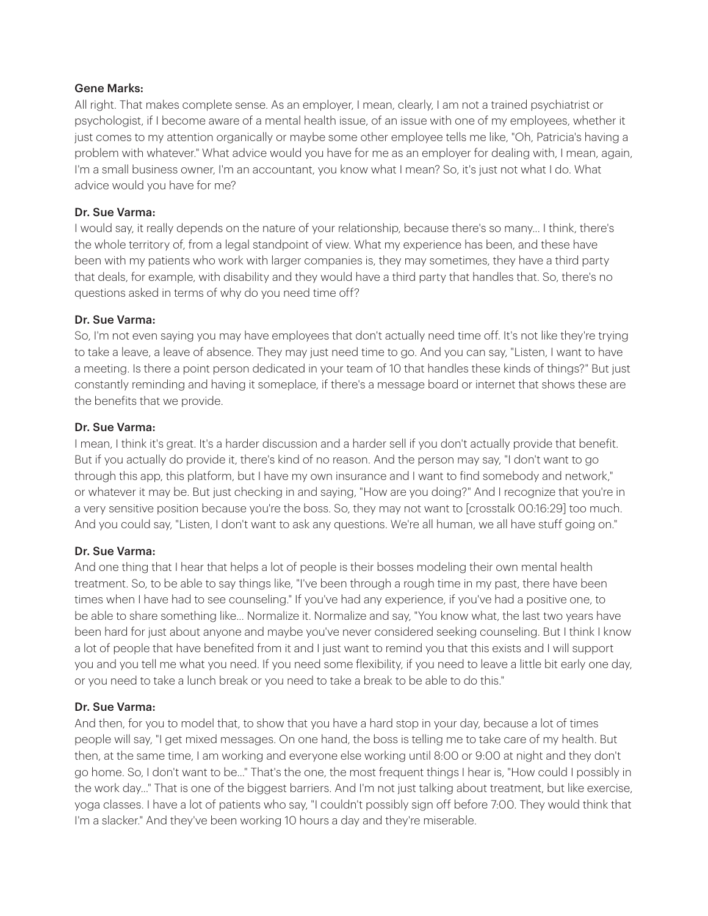**Gene Marks:**

All right. That makes complete sense. As an employer, I mean, clearly, I am not a trained psychiatrist or psychologist, if I become aware of a mental health issue, of an issue with one of my employees, whether it just comes to my attention organically or maybe some other employee tells me like, "Oh, Patricia's having a problem with whatever." What advice would you have for me as an employer for dealing with, I mean, again, I'm a small business owner, I'm an accountant, you know what I mean? So, it's just not what I do. What advice would you have for me?

**Dr. Sue Varma:**

I would say, it really depends on the nature of your relationship, because there's so many... I think, there's the whole territory of, from a legal standpoint of view. What my experience has been, and these have been with my patients who work with larger companies is, they may sometimes, they have a third party that deals, for example, with disability and they would have a third party that handles that. So, there's no questions asked in terms of why do you need time off?

**Dr. Sue Varma:**

So, I'm not even saying you may have employees that don't actually need time off. It's not like they're trying to take a leave, a leave of absence. They may just need time to go. And you can say, "Listen, I want to have a meeting. Is there a point person dedicated in your team of 10 that handles these kinds of things?" But just constantly reminding and having it someplace, if there's a message board or internet that shows these are the benefits that we provide.

**Dr. Sue Varma:**

I mean, I think it's great. It's a harder discussion and a harder sell if you don't actually provide that benefit. But if you actually do provide it, there's kind of no reason. And the person may say, "I don't want to go through this app, this platform, but I have my own insurance and I want to find somebody and network," or whatever it may be. But just checking in and saying, "How are you doing?" And I recognize that you're in a very sensitive position because you're the boss. So, they may not want to [crosstalk 00:16:29] too much. And you could say, "Listen, I don't want to ask any questions. We're all human, we all have stuff going on."

**Dr. Sue Varma:**

And one thing that I hear that helps a lot of people is their bosses modeling their own mental health treatment. So, to be able to say things like, "I've been through a rough time in my past, there have been times when I have had to see counseling." If you've had any experience, if you've had a positive one, to be able to share something like... Normalize it. Normalize and say, "You know what, the last two years have been hard for just about anyone and maybe you've never considered seeking counseling. But I think I know a lot of people that have benefited from it and I just want to remind you that this exists and I will support you and you tell me what you need. If you need some flexibility, if you need to leave a little bit early one day, or you need to take a lunch break or you need to take a break to be able to do this."

**Dr. Sue Varma:**

And then, for you to model that, to show that you have a hard stop in your day, because a lot of times people will say, "I get mixed messages. On one hand, the boss is telling me to take care of my health. But then, at the same time, I am working and everyone else working until 8:00 or 9:00 at night and they don't go home. So, I don't want to be..." That's the one, the most frequent things I hear is, "How could I possibly in the work day..." That is one of the biggest barriers. And I'm not just talking about treatment, but like exercise, yoga classes. I have a lot of patients who say, "I couldn't possibly sign off before 7:00. They would think that I'm a slacker." And they've been working 10 hours a day and they're miserable.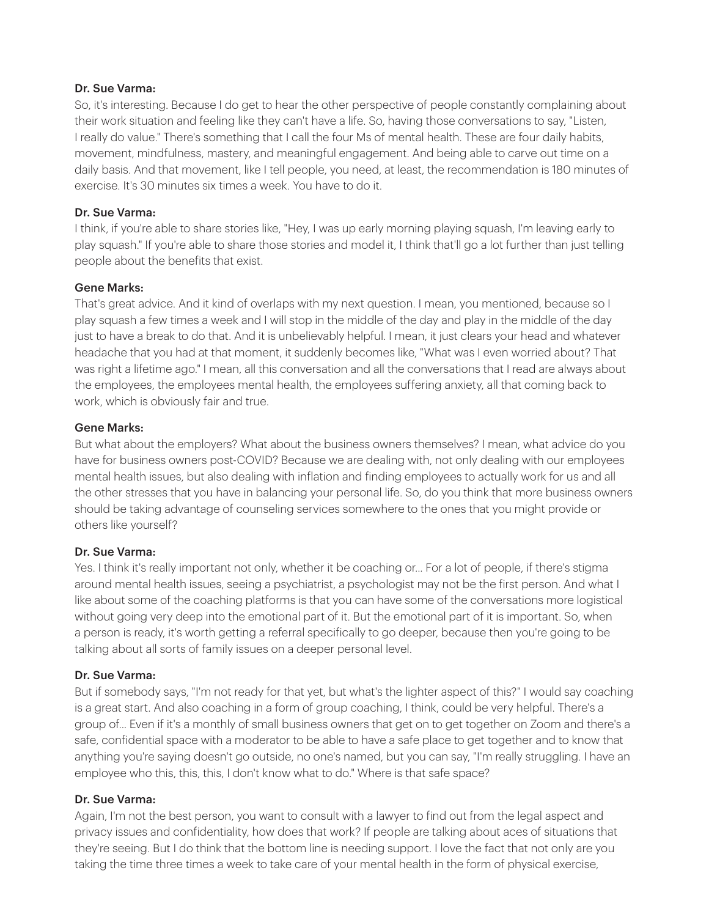**Dr. Sue Varma:**

So, it's interesting. Because I do get to hear the other perspective of people constantly complaining about their work situation and feeling like they can't have a life. So, having those conversations to say, "Listen, I really do value." There's something that I call the four Ms of mental health. These are four daily habits, movement, mindfulness, mastery, and meaningful engagement. And being able to carve out time on a daily basis. And that movement, like I tell people, you need, at least, the recommendation is 180 minutes of exercise. It's 30 minutes six times a week. You have to do it.

**Dr. Sue Varma:**

I think, if you're able to share stories like, "Hey, I was up early morning playing squash, I'm leaving early to play squash." If you're able to share those stories and model it, I think that'll go a lot further than just telling people about the benefits that exist.

**Gene Marks:**

That's great advice. And it kind of overlaps with my next question. I mean, you mentioned, because so I play squash a few times a week and I will stop in the middle of the day and play in the middle of the day just to have a break to do that. And it is unbelievably helpful. I mean, it just clears your head and whatever headache that you had at that moment, it suddenly becomes like, "What was I even worried about? That was right a lifetime ago." I mean, all this conversation and all the conversations that I read are always about the employees, the employees mental health, the employees suffering anxiety, all that coming back to work, which is obviously fair and true.

**Gene Marks:**

But what about the employers? What about the business owners themselves? I mean, what advice do you have for business owners post-COVID? Because we are dealing with, not only dealing with our employees mental health issues, but also dealing with inflation and finding employees to actually work for us and all the other stresses that you have in balancing your personal life. So, do you think that more business owners should be taking advantage of counseling services somewhere to the ones that you might provide or others like yourself?

**Dr. Sue Varma:**

Yes. I think it's really important not only, whether it be coaching or... For a lot of people, if there's stigma around mental health issues, seeing a psychiatrist, a psychologist may not be the first person. And what I like about some of the coaching platforms is that you can have some of the conversations more logistical without going very deep into the emotional part of it. But the emotional part of it is important. So, when a person is ready, it's worth getting a referral specifically to go deeper, because then you're going to be talking about all sorts of family issues on a deeper personal level.

**Dr. Sue Varma:**

But if somebody says, "I'm not ready for that yet, but what's the lighter aspect of this?" I would say coaching is a great start. And also coaching in a form of group coaching, I think, could be very helpful. There's a group of... Even if it's a monthly of small business owners that get on to get together on Zoom and there's a safe, confidential space with a moderator to be able to have a safe place to get together and to know that anything you're saying doesn't go outside, no one's named, but you can say, "I'm really struggling. I have an employee who this, this, this, I don't know what to do." Where is that safe space?

**Dr. Sue Varma:**

Again, I'm not the best person, you want to consult with a lawyer to find out from the legal aspect and privacy issues and confidentiality, how does that work? If people are talking about aces of situations that they're seeing. But I do think that the bottom line is needing support. I love the fact that not only are you taking the time three times a week to take care of your mental health in the form of physical exercise,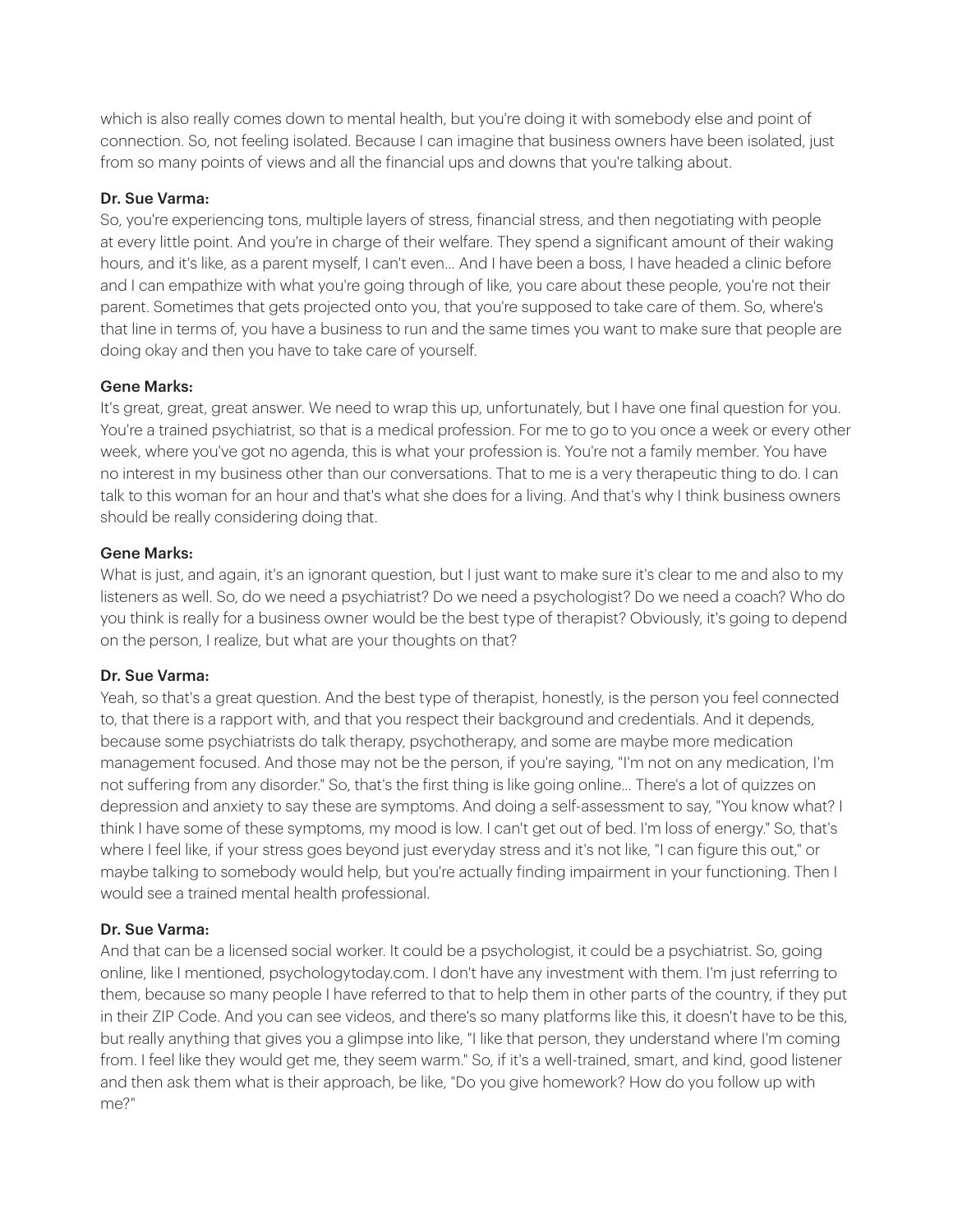which is also really comes down to mental health, but you're doing it with somebody else and point of connection. So, not feeling isolated. Because I can imagine that business owners have been isolated, just from so many points of views and all the financial ups and downs that you're talking about.

**Dr. Sue Varma:**

So, you're experiencing tons, multiple layers of stress, financial stress, and then negotiating with people at every little point. And you're in charge of their welfare. They spend a significant amount of their waking hours, and it's like, as a parent myself, I can't even... And I have been a boss, I have headed a clinic before and I can empathize with what you're going through of like, you care about these people, you're not their parent. Sometimes that gets projected onto you, that you're supposed to take care of them. So, where's that line in terms of, you have a business to run and the same times you want to make sure that people are doing okay and then you have to take care of yourself.

**Gene Marks:**

It's great, great, great answer. We need to wrap this up, unfortunately, but I have one final question for you. You're a trained psychiatrist, so that is a medical profession. For me to go to you once a week or every other week, where you've got no agenda, this is what your profession is. You're not a family member. You have no interest in my business other than our conversations. That to me is a very therapeutic thing to do. I can talk to this woman for an hour and that's what she does for a living. And that's why I think business owners should be really considering doing that.

**Gene Marks:**

What is just, and again, it's an ignorant question, but I just want to make sure it's clear to me and also to my listeners as well. So, do we need a psychiatrist? Do we need a psychologist? Do we need a coach? Who do you think is really for a business owner would be the best type of therapist? Obviously, it's going to depend on the person, I realize, but what are your thoughts on that?

**Dr. Sue Varma:**

Yeah, so that's a great question. And the best type of therapist, honestly, is the person you feel connected to, that there is a rapport with, and that you respect their background and credentials. And it depends, because some psychiatrists do talk therapy, psychotherapy, and some are maybe more medication management focused. And those may not be the person, if you're saying, "I'm not on any medication, I'm not suffering from any disorder." So, that's the first thing is like going online... There's a lot of quizzes on depression and anxiety to say these are symptoms. And doing a self-assessment to say, "You know what? I think I have some of these symptoms, my mood is low. I can't get out of bed. I'm loss of energy." So, that's where I feel like, if your stress goes beyond just everyday stress and it's not like, "I can figure this out," or maybe talking to somebody would help, but you're actually finding impairment in your functioning. Then I would see a trained mental health professional.

**Dr. Sue Varma:**

And that can be a licensed social worker. It could be a psychologist, it could be a psychiatrist. So, going online, like I mentioned, psychologytoday.com. I don't have any investment with them. I'm just referring to them, because so many people I have referred to that to help them in other parts of the country, if they put in their ZIP Code. And you can see videos, and there's so many platforms like this, it doesn't have to be this, but really anything that gives you a glimpse into like, "I like that person, they understand where I'm coming from. I feel like they would get me, they seem warm." So, if it's a well-trained, smart, and kind, good listener and then ask them what is their approach, be like, "Do you give homework? How do you follow up with me?"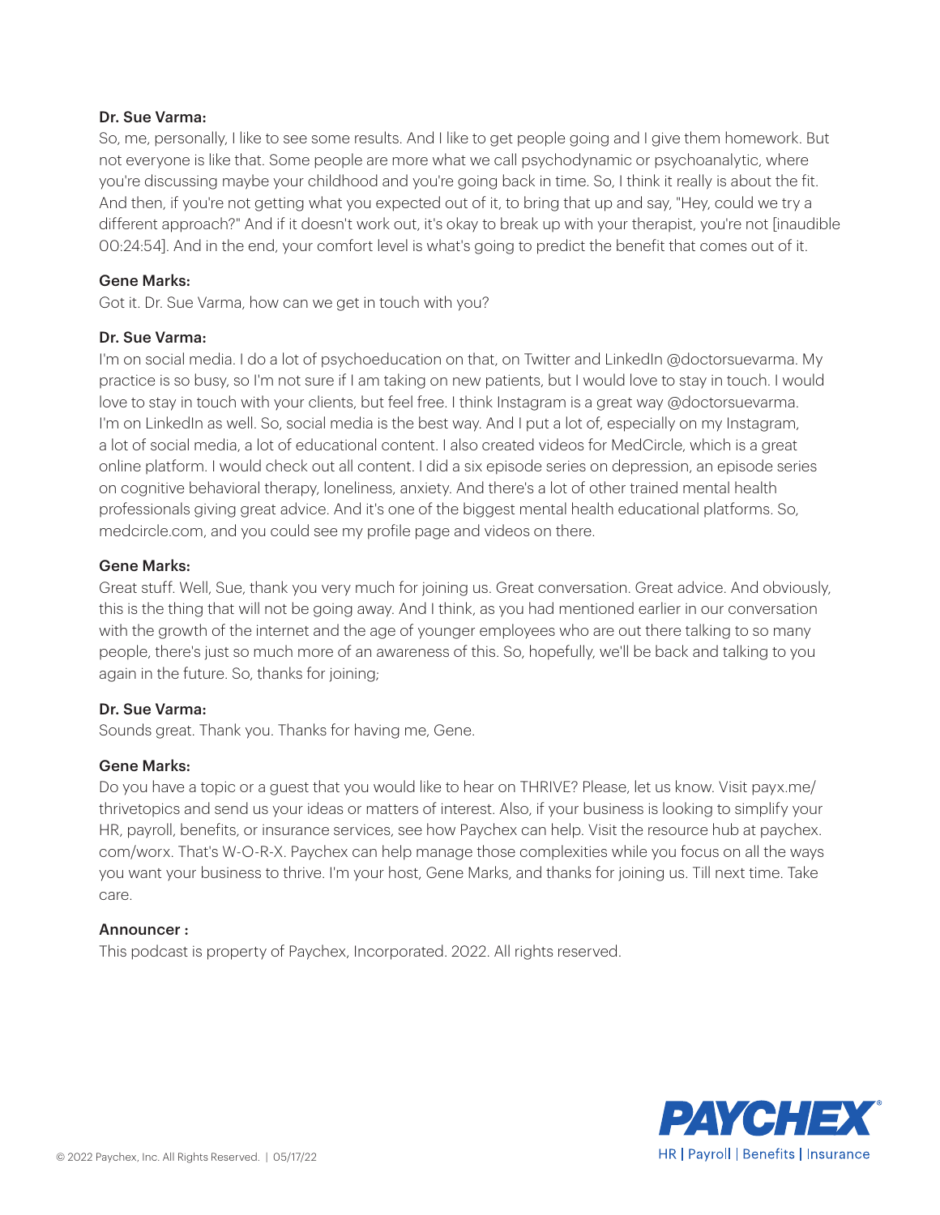**Dr. Sue Varma:**

So, me, personally, I like to see some results. And I like to get people going and I give them homework. But not everyone is like that. Some people are more what we call psychodynamic or psychoanalytic, where you're discussing maybe your childhood and you're going back in time. So, I think it really is about the fit. And then, if you're not getting what you expected out of it, to bring that up and say, "Hey, could we try a different approach?" And if it doesn't work out, it's okay to break up with your therapist, you're not [inaudible 00:24:54]. And in the end, your comfort level is what's going to predict the benefit that comes out of it.

**Gene Marks:**

Got it. Dr. Sue Varma, how can we get in touch with you?

**Dr. Sue Varma:**

I'm on social media. I do a lot of psychoeducation on that, on Twitter and LinkedIn @doctorsuevarma. My practice is so busy, so I'm not sure if I am taking on new patients, but I would love to stay in touch. I would love to stay in touch with your clients, but feel free. I think Instagram is a great way @doctorsuevarma. I'm on LinkedIn as well. So, social media is the best way. And I put a lot of, especially on my Instagram, a lot of social media, a lot of educational content. I also created videos for MedCircle, which is a great online platform. I would check out all content. I did a six episode series on depression, an episode series on cognitive behavioral therapy, loneliness, anxiety. And there's a lot of other trained mental health professionals giving great advice. And it's one of the biggest mental health educational platforms. So, medcircle.com, and you could see my profile page and videos on there.

**Gene Marks:**

Great stuff. Well, Sue, thank you very much for joining us. Great conversation. Great advice. And obviously, this is the thing that will not be going away. And I think, as you had mentioned earlier in our conversation with the growth of the internet and the age of younger employees who are out there talking to so many people, there's just so much more of an awareness of this. So, hopefully, we'll be back and talking to you again in the future. So, thanks for joining;

**Dr. Sue Varma:**

Sounds great. Thank you. Thanks for having me, Gene.

**Gene Marks:**

Do you have a topic or a guest that you would like to hear on THRIVE? Please, let us know. Visit payx.me/thrivetopics and send us your ideas or matters of interest. Also, if your business is looking to simplify your HR, payroll, benefits, or insurance services, see how Paychex can help. Visit the resource hub at paychex.com/worx. That's W-O-R-X. Paychex can help manage those complexities while you focus on all the ways you want your business to thrive. I'm your host, Gene Marks, and thanks for joining us. Till next time. Take care.

**Announcer :**

This podcast is property of Paychex, Incorporated. 2022. All rights reserved.